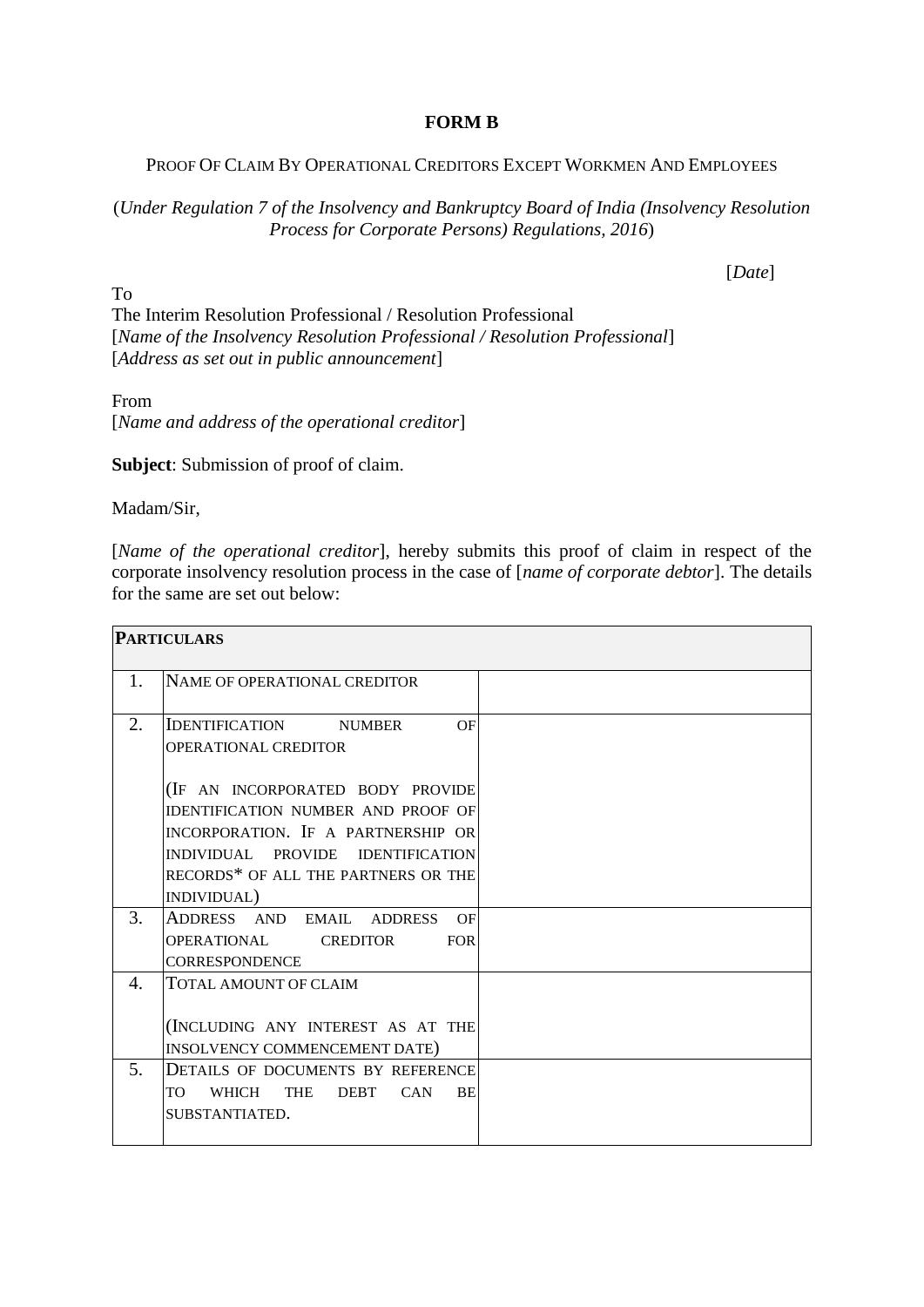# FORM B

PROOF OF CLAIM BY OPERATIONAL CREDITORS EXCEPT WORKMEN AND EMPLOYEES

(*Under Regulation 7 of the Insolvency and Bankruptcy Board of India (Insolvency Resolution Process for Corporate Persons) Regulations, 2016*)

[*Date*]

To
The Interim Resolution Professional / Resolution Professional
[*Name of the Insolvency Resolution Professional / Resolution Professional*]
[*Address as set out in public announcement*]

From
[*Name and address of the operational creditor*]

**Subject**: Submission of proof of claim.

Madam/Sir,

[*Name of the operational creditor*], hereby submits this proof of claim in respect of the corporate insolvency resolution process in the case of [*name of corporate debtor*]. The details for the same are set out below:

| **PARTICULARS** | | |
|---|---|---|
| 1. | NAME OF OPERATIONAL CREDITOR | |
| 2. | IDENTIFICATION NUMBER OF OPERATIONAL CREDITOR<br><br>(IF AN INCORPORATED BODY PROVIDE IDENTIFICATION NUMBER AND PROOF OF INCORPORATION. IF A PARTNERSHIP OR INDIVIDUAL PROVIDE IDENTIFICATION RECORDS* OF ALL THE PARTNERS OR THE INDIVIDUAL) | |
| 3. | ADDRESS AND EMAIL ADDRESS OF OPERATIONAL CREDITOR FOR CORRESPONDENCE | |
| 4. | TOTAL AMOUNT OF CLAIM<br><br>(INCLUDING ANY INTEREST AS AT THE INSOLVENCY COMMENCEMENT DATE) | |
| 5. | DETAILS OF DOCUMENTS BY REFERENCE TO WHICH THE DEBT CAN BE SUBSTANTIATED. | |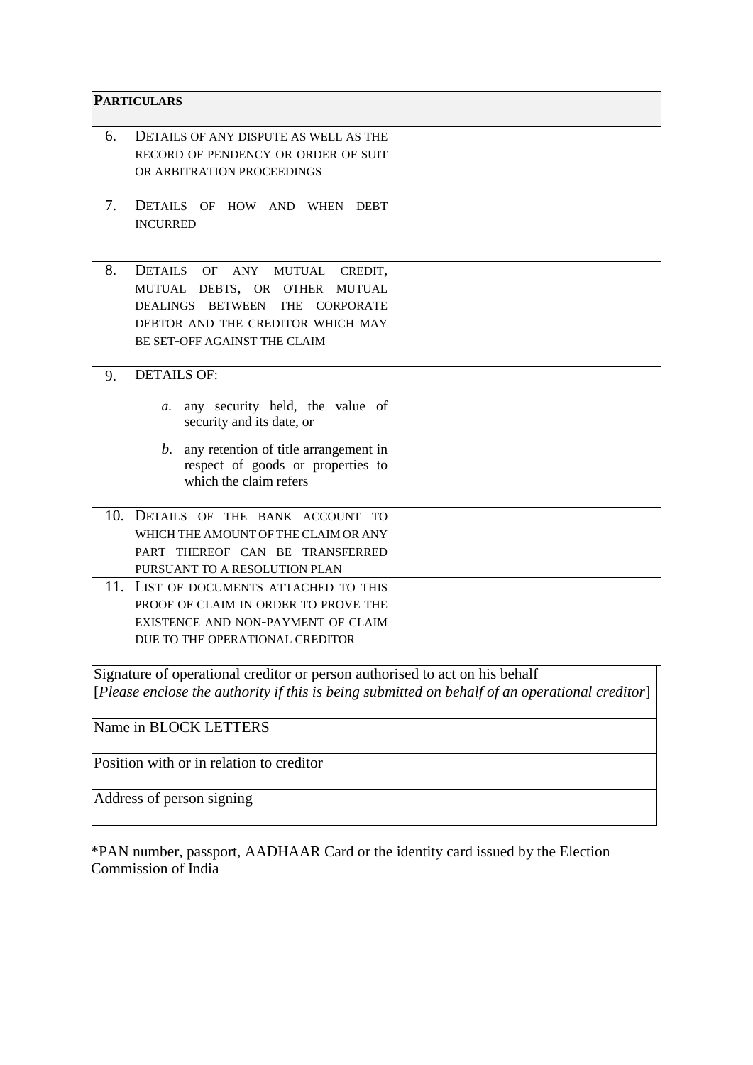| **PARTICULARS** | | |
|---|---|---|
| 6. | DETAILS OF ANY DISPUTE AS WELL AS THE RECORD OF PENDENCY OR ORDER OF SUIT OR ARBITRATION PROCEEDINGS | |
| 7. | DETAILS OF HOW AND WHEN DEBT INCURRED | |
| 8. | DETAILS OF ANY MUTUAL CREDIT, MUTUAL DEBTS, OR OTHER MUTUAL DEALINGS BETWEEN THE CORPORATE DEBTOR AND THE CREDITOR WHICH MAY BE SET-OFF AGAINST THE CLAIM | |
| 9. | DETAILS OF:<br>*a.* any security held, the value of security and its date, or<br>*b.* any retention of title arrangement in respect of goods or properties to which the claim refers | |
| 10. | DETAILS OF THE BANK ACCOUNT TO WHICH THE AMOUNT OF THE CLAIM OR ANY PART THEREOF CAN BE TRANSFERRED PURSUANT TO A RESOLUTION PLAN | |
| 11. | LIST OF DOCUMENTS ATTACHED TO THIS PROOF OF CLAIM IN ORDER TO PROVE THE EXISTENCE AND NON-PAYMENT OF CLAIM DUE TO THE OPERATIONAL CREDITOR | |

| Signature of operational creditor or person authorised to act on his behalf<br>[*Please enclose the authority if this is being submitted on behalf of an operational creditor*] |
|---|
| Name in BLOCK LETTERS |
| Position with or in relation to creditor |
| Address of person signing |

*PAN number, passport, AADHAAR Card or the identity card issued by the Election Commission of India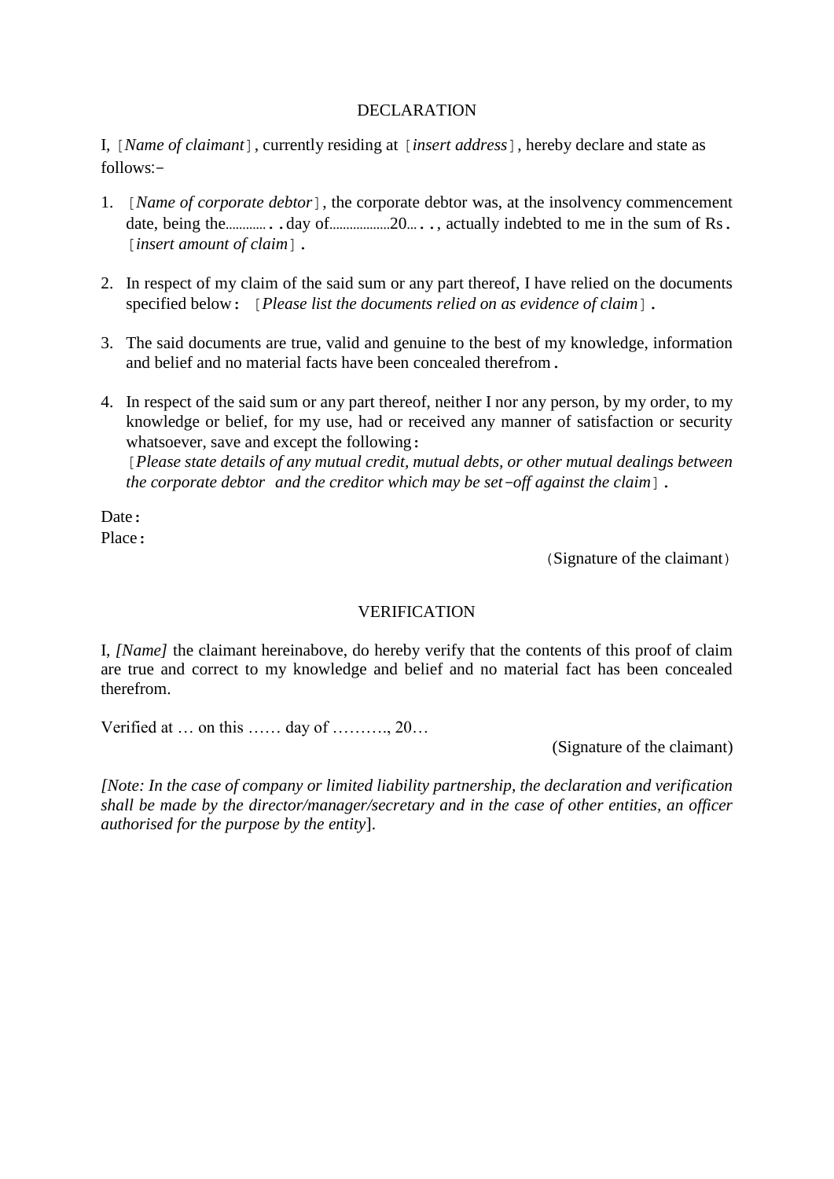DECLARATION

I, [*Name of claimant*], currently residing at [*insert address*], hereby declare and state as follows:-

1. [*Name of corporate debtor*], the corporate debtor was, at the insolvency commencement date, being the............day of..................20......, actually indebted to me in the sum of Rs. [*insert amount of claim*].

2. In respect of my claim of the said sum or any part thereof, I have relied on the documents specified below: [*Please list the documents relied on as evidence of claim*].

3. The said documents are true, valid and genuine to the best of my knowledge, information and belief and no material facts have been concealed therefrom.

4. In respect of the said sum or any part thereof, neither I nor any person, by my order, to my knowledge or belief, for my use, had or received any manner of satisfaction or security whatsoever, save and except the following:
   [*Please state details of any mutual credit, mutual debts, or other mutual dealings between the corporate debtor and the creditor which may be set-off against the claim*].

Date:
Place:

(Signature of the claimant)

VERIFICATION

I, *[Name]* the claimant hereinabove, do hereby verify that the contents of this proof of claim are true and correct to my knowledge and belief and no material fact has been concealed therefrom.

Verified at … on this …… day of ………., 20…

(Signature of the claimant)

*[Note: In the case of company or limited liability partnership, the declaration and verification shall be made by the director/manager/secretary and in the case of other entities, an officer authorised for the purpose by the entity*].